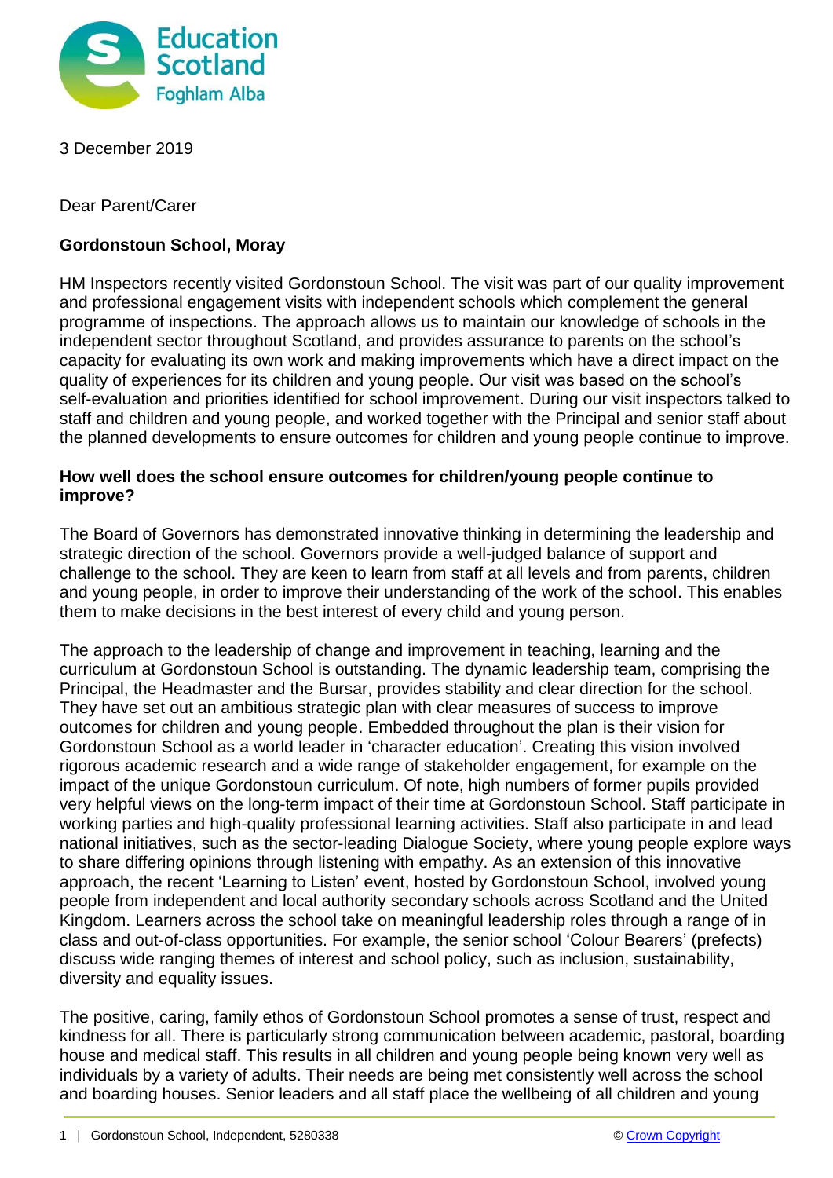3 December 2019

Dear Parent/Carer

**Gordonstoun School, Moray**

HM Inspectors recently visited Gordonstoun School. The visit was part of our quality improvement and professional engagement visits with independent schools which complement the general programme of inspections. The approach allows us to maintain our knowledge of schools in the independent sector throughout Scotland, and provides assurance to parents on the school's capacity for evaluating its own work and making improvements which have a direct impact on the quality of experiences for its children and young people. Our visit was based on the school's self-evaluation and priorities identified for school improvement. During our visit inspectors talked to staff and children and young people, and worked together with the Principal and senior staff about the planned developments to ensure outcomes for children and young people continue to improve.

**How well does the school ensure outcomes for children/young people continue to improve?**

The Board of Governors has demonstrated innovative thinking in determining the leadership and strategic direction of the school. Governors provide a well-judged balance of support and challenge to the school. They are keen to learn from staff at all levels and from parents, children and young people, in order to improve their understanding of the work of the school. This enables them to make decisions in the best interest of every child and young person.

The approach to the leadership of change and improvement in teaching, learning and the curriculum at Gordonstoun School is outstanding. The dynamic leadership team, comprising the Principal, the Headmaster and the Bursar, provides stability and clear direction for the school. They have set out an ambitious strategic plan with clear measures of success to improve outcomes for children and young people. Embedded throughout the plan is their vision for Gordonstoun School as a world leader in 'character education'. Creating this vision involved rigorous academic research and a wide range of stakeholder engagement, for example on the impact of the unique Gordonstoun curriculum. Of note, high numbers of former pupils provided very helpful views on the long-term impact of their time at Gordonstoun School. Staff participate in working parties and high-quality professional learning activities. Staff also participate in and lead national initiatives, such as the sector-leading Dialogue Society, where young people explore ways to share differing opinions through listening with empathy. As an extension of this innovative approach, the recent 'Learning to Listen' event, hosted by Gordonstoun School, involved young people from independent and local authority secondary schools across Scotland and the United Kingdom. Learners across the school take on meaningful leadership roles through a range of in class and out-of-class opportunities. For example, the senior school 'Colour Bearers' (prefects) discuss wide ranging themes of interest and school policy, such as inclusion, sustainability, diversity and equality issues.

The positive, caring, family ethos of Gordonstoun School promotes a sense of trust, respect and kindness for all. There is particularly strong communication between academic, pastoral, boarding house and medical staff. This results in all children and young people being known very well as individuals by a variety of adults. Their needs are being met consistently well across the school and boarding houses. Senior leaders and all staff place the wellbeing of all children and young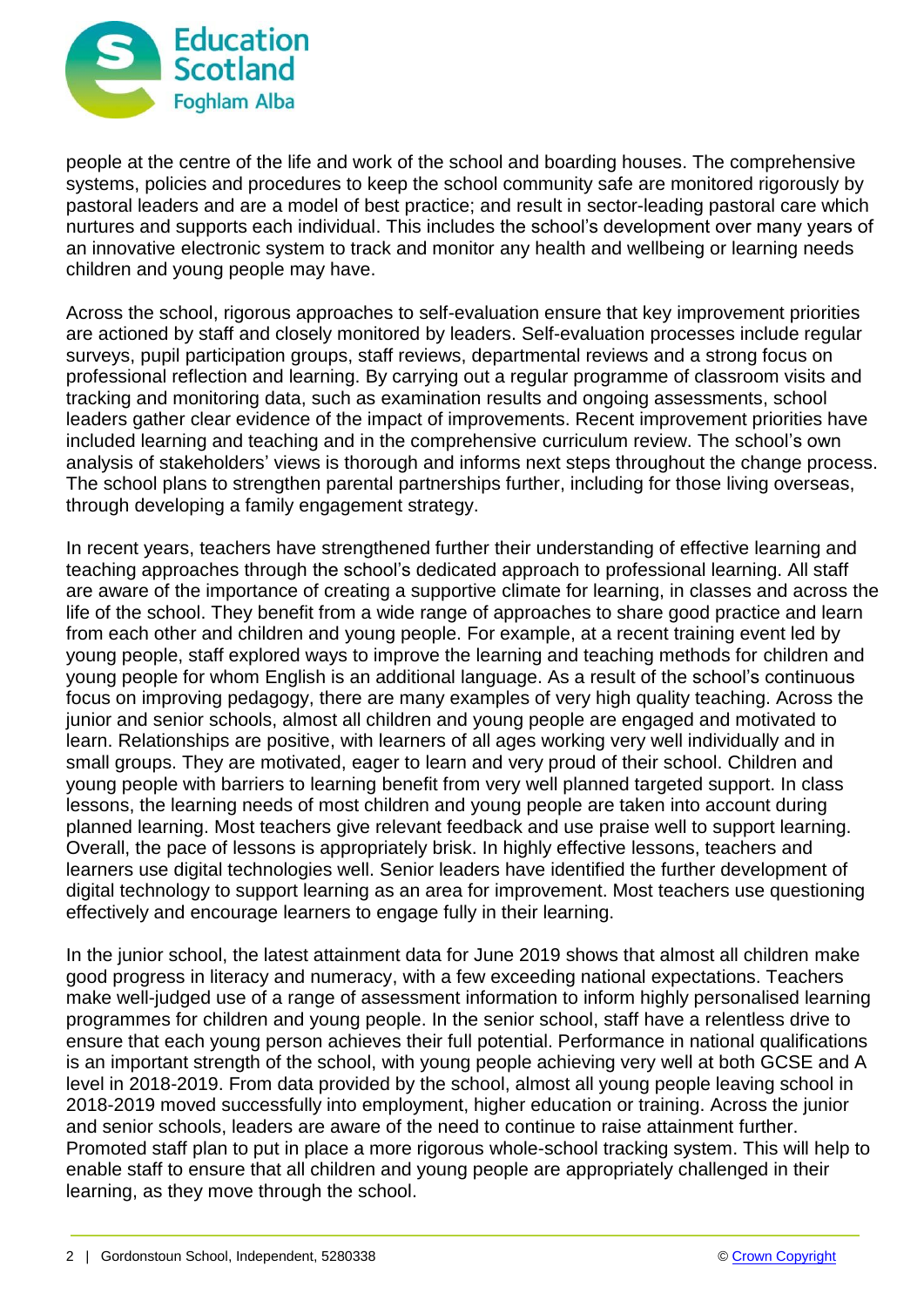people at the centre of the life and work of the school and boarding houses. The comprehensive systems, policies and procedures to keep the school community safe are monitored rigorously by pastoral leaders and are a model of best practice; and result in sector-leading pastoral care which nurtures and supports each individual. This includes the school's development over many years of an innovative electronic system to track and monitor any health and wellbeing or learning needs children and young people may have.

Across the school, rigorous approaches to self-evaluation ensure that key improvement priorities are actioned by staff and closely monitored by leaders. Self-evaluation processes include regular surveys, pupil participation groups, staff reviews, departmental reviews and a strong focus on professional reflection and learning. By carrying out a regular programme of classroom visits and tracking and monitoring data, such as examination results and ongoing assessments, school leaders gather clear evidence of the impact of improvements. Recent improvement priorities have included learning and teaching and in the comprehensive curriculum review. The school's own analysis of stakeholders' views is thorough and informs next steps throughout the change process. The school plans to strengthen parental partnerships further, including for those living overseas, through developing a family engagement strategy.

In recent years, teachers have strengthened further their understanding of effective learning and teaching approaches through the school's dedicated approach to professional learning. All staff are aware of the importance of creating a supportive climate for learning, in classes and across the life of the school. They benefit from a wide range of approaches to share good practice and learn from each other and children and young people. For example, at a recent training event led by young people, staff explored ways to improve the learning and teaching methods for children and young people for whom English is an additional language. As a result of the school's continuous focus on improving pedagogy, there are many examples of very high quality teaching. Across the junior and senior schools, almost all children and young people are engaged and motivated to learn. Relationships are positive, with learners of all ages working very well individually and in small groups. They are motivated, eager to learn and very proud of their school. Children and young people with barriers to learning benefit from very well planned targeted support. In class lessons, the learning needs of most children and young people are taken into account during planned learning. Most teachers give relevant feedback and use praise well to support learning. Overall, the pace of lessons is appropriately brisk. In highly effective lessons, teachers and learners use digital technologies well. Senior leaders have identified the further development of digital technology to support learning as an area for improvement. Most teachers use questioning effectively and encourage learners to engage fully in their learning.

In the junior school, the latest attainment data for June 2019 shows that almost all children make good progress in literacy and numeracy, with a few exceeding national expectations. Teachers make well-judged use of a range of assessment information to inform highly personalised learning programmes for children and young people. In the senior school, staff have a relentless drive to ensure that each young person achieves their full potential. Performance in national qualifications is an important strength of the school, with young people achieving very well at both GCSE and A level in 2018-2019. From data provided by the school, almost all young people leaving school in 2018-2019 moved successfully into employment, higher education or training. Across the junior and senior schools, leaders are aware of the need to continue to raise attainment further. Promoted staff plan to put in place a more rigorous whole-school tracking system. This will help to enable staff to ensure that all children and young people are appropriately challenged in their learning, as they move through the school.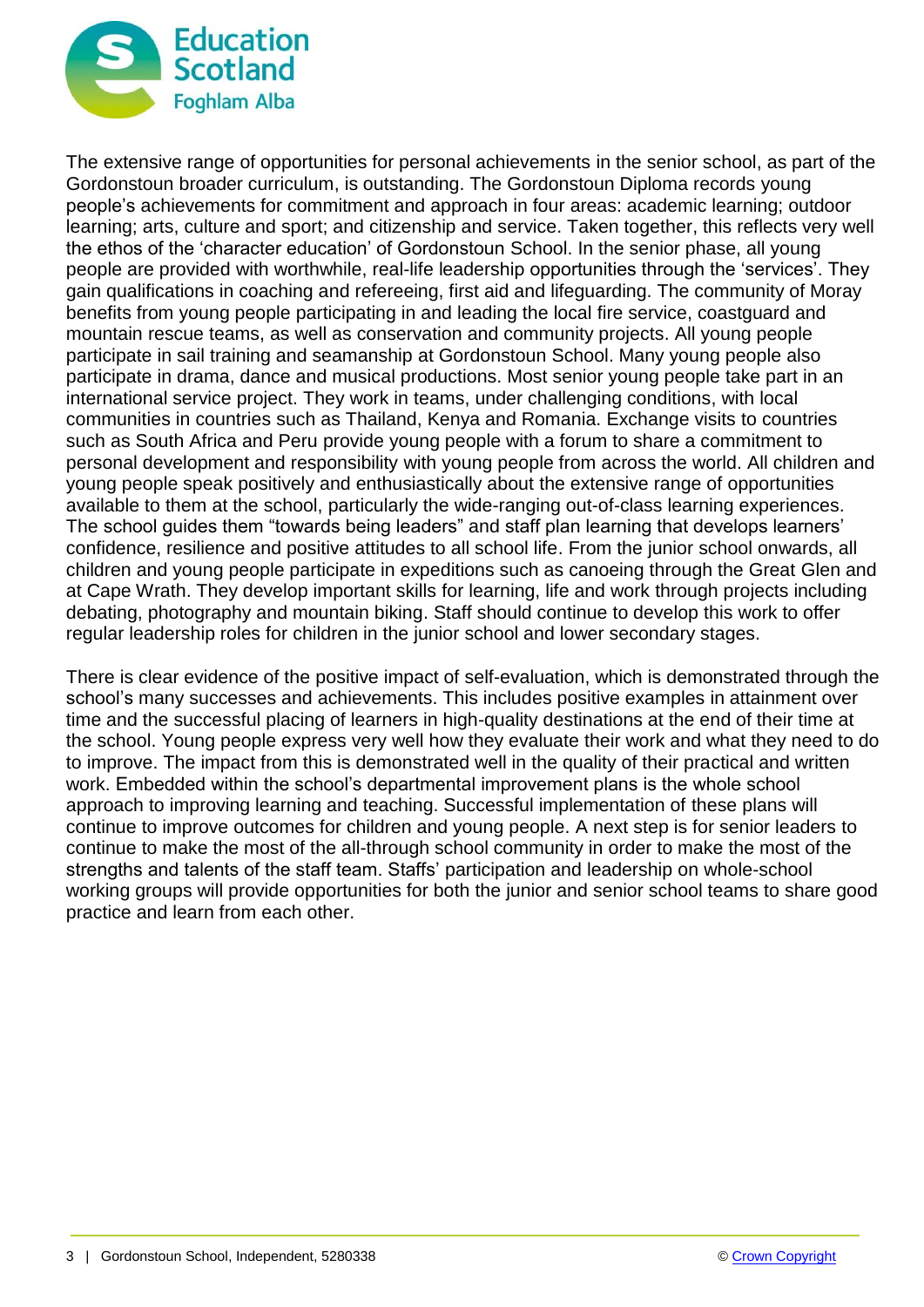The extensive range of opportunities for personal achievements in the senior school, as part of the Gordonstoun broader curriculum, is outstanding. The Gordonstoun Diploma records young people's achievements for commitment and approach in four areas: academic learning; outdoor learning; arts, culture and sport; and citizenship and service. Taken together, this reflects very well the ethos of the 'character education' of Gordonstoun School. In the senior phase, all young people are provided with worthwhile, real-life leadership opportunities through the 'services'. They gain qualifications in coaching and refereeing, first aid and lifeguarding. The community of Moray benefits from young people participating in and leading the local fire service, coastguard and mountain rescue teams, as well as conservation and community projects. All young people participate in sail training and seamanship at Gordonstoun School. Many young people also participate in drama, dance and musical productions. Most senior young people take part in an international service project. They work in teams, under challenging conditions, with local communities in countries such as Thailand, Kenya and Romania. Exchange visits to countries such as South Africa and Peru provide young people with a forum to share a commitment to personal development and responsibility with young people from across the world. All children and young people speak positively and enthusiastically about the extensive range of opportunities available to them at the school, particularly the wide-ranging out-of-class learning experiences. The school guides them "towards being leaders" and staff plan learning that develops learners' confidence, resilience and positive attitudes to all school life. From the junior school onwards, all children and young people participate in expeditions such as canoeing through the Great Glen and at Cape Wrath. They develop important skills for learning, life and work through projects including debating, photography and mountain biking. Staff should continue to develop this work to offer regular leadership roles for children in the junior school and lower secondary stages.

There is clear evidence of the positive impact of self-evaluation, which is demonstrated through the school's many successes and achievements. This includes positive examples in attainment over time and the successful placing of learners in high-quality destinations at the end of their time at the school. Young people express very well how they evaluate their work and what they need to do to improve. The impact from this is demonstrated well in the quality of their practical and written work. Embedded within the school's departmental improvement plans is the whole school approach to improving learning and teaching. Successful implementation of these plans will continue to improve outcomes for children and young people. A next step is for senior leaders to continue to make the most of the all-through school community in order to make the most of the strengths and talents of the staff team. Staffs' participation and leadership on whole-school working groups will provide opportunities for both the junior and senior school teams to share good practice and learn from each other.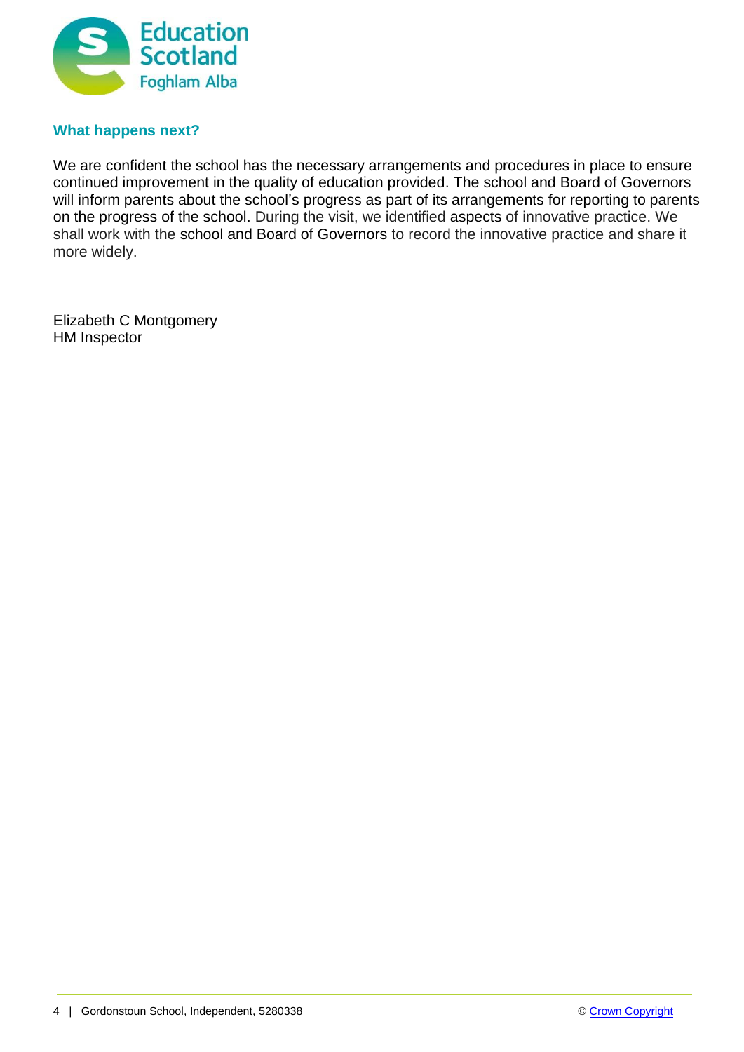## What happens next?

We are confident the school has the necessary arrangements and procedures in place to ensure continued improvement in the quality of education provided. The school and Board of Governors will inform parents about the school's progress as part of its arrangements for reporting to parents on the progress of the school. During the visit, we identified aspects of innovative practice. We shall work with the school and Board of Governors to record the innovative practice and share it more widely.

Elizabeth C Montgomery
HM Inspector